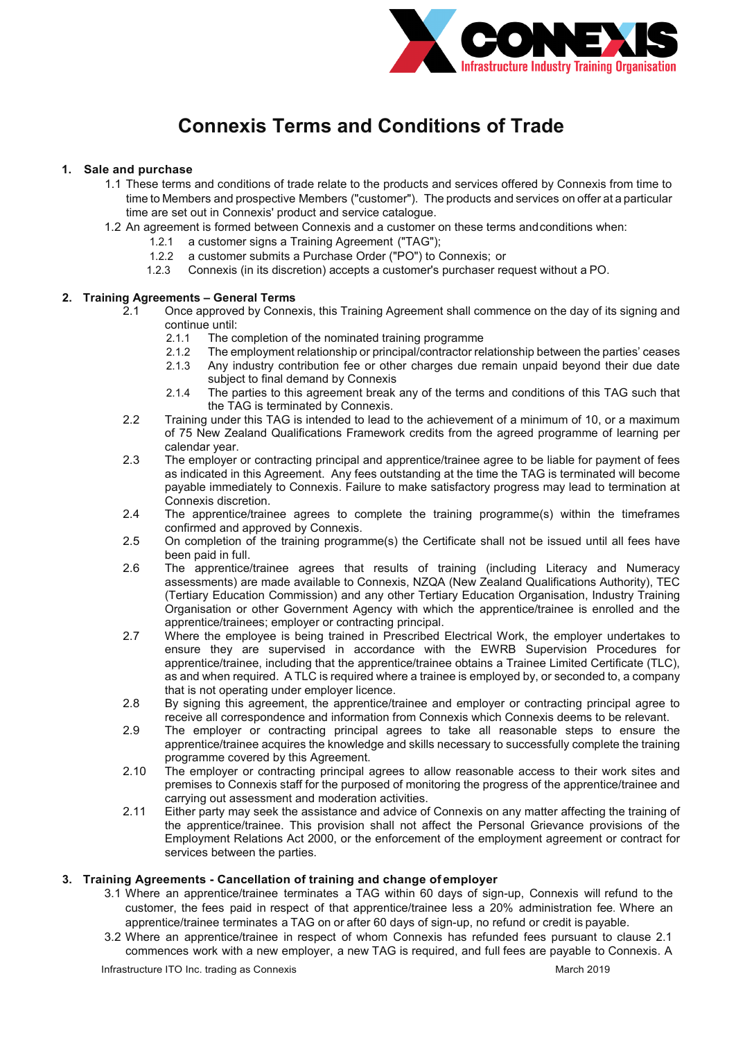# Connexis Terms and Conditions of Trade

## 1. Sale and purchase

1.1 These terms and conditions of trade relate to the products and services offered by Connexis from time to time to Members and prospective Members ("customer"). The products and services on offer at a particular time are set out in Connexis' product and service catalogue.

1.2 An agreement is formed between Connexis and a customer on these terms and conditions when:

- 1.2.1 a customer signs a Training Agreement ("TAG");
- 1.2.2 a customer submits a Purchase Order ("PO") to Connexis; or
- 1.2.3 Connexis (in its discretion) accepts a customer's purchaser request without a PO.

## 2. Training Agreements – General Terms

2.1 Once approved by Connexis, this Training Agreement shall commence on the day of its signing and continue until:

- 2.1.1 The completion of the nominated training programme
- 2.1.2 The employment relationship or principal/contractor relationship between the parties' ceases
- 2.1.3 Any industry contribution fee or other charges due remain unpaid beyond their due date subject to final demand by Connexis
- 2.1.4 The parties to this agreement break any of the terms and conditions of this TAG such that the TAG is terminated by Connexis.

2.2 Training under this TAG is intended to lead to the achievement of a minimum of 10, or a maximum of 75 New Zealand Qualifications Framework credits from the agreed programme of learning per calendar year.

2.3 The employer or contracting principal and apprentice/trainee agree to be liable for payment of fees as indicated in this Agreement. Any fees outstanding at the time the TAG is terminated will become payable immediately to Connexis. Failure to make satisfactory progress may lead to termination at Connexis discretion.

2.4 The apprentice/trainee agrees to complete the training programme(s) within the timeframes confirmed and approved by Connexis.

2.5 On completion of the training programme(s) the Certificate shall not be issued until all fees have been paid in full.

2.6 The apprentice/trainee agrees that results of training (including Literacy and Numeracy assessments) are made available to Connexis, NZQA (New Zealand Qualifications Authority), TEC (Tertiary Education Commission) and any other Tertiary Education Organisation, Industry Training Organisation or other Government Agency with which the apprentice/trainee is enrolled and the apprentice/trainees; employer or contracting principal.

2.7 Where the employee is being trained in Prescribed Electrical Work, the employer undertakes to ensure they are supervised in accordance with the EWRB Supervision Procedures for apprentice/trainee, including that the apprentice/trainee obtains a Trainee Limited Certificate (TLC), as and when required. A TLC is required where a trainee is employed by, or seconded to, a company that is not operating under employer licence.

2.8 By signing this agreement, the apprentice/trainee and employer or contracting principal agree to receive all correspondence and information from Connexis which Connexis deems to be relevant.

2.9 The employer or contracting principal agrees to take all reasonable steps to ensure the apprentice/trainee acquires the knowledge and skills necessary to successfully complete the training programme covered by this Agreement.

2.10 The employer or contracting principal agrees to allow reasonable access to their work sites and premises to Connexis staff for the purposed of monitoring the progress of the apprentice/trainee and carrying out assessment and moderation activities.

2.11 Either party may seek the assistance and advice of Connexis on any matter affecting the training of the apprentice/trainee. This provision shall not affect the Personal Grievance provisions of the Employment Relations Act 2000, or the enforcement of the employment agreement or contract for services between the parties.

## 3. Training Agreements - Cancellation of training and change of employer

3.1 Where an apprentice/trainee terminates a TAG within 60 days of sign-up, Connexis will refund to the customer, the fees paid in respect of that apprentice/trainee less a 20% administration fee. Where an apprentice/trainee terminates a TAG on or after 60 days of sign-up, no refund or credit is payable.

3.2 Where an apprentice/trainee in respect of whom Connexis has refunded fees pursuant to clause 2.1 commences work with a new employer, a new TAG is required, and full fees are payable to Connexis. A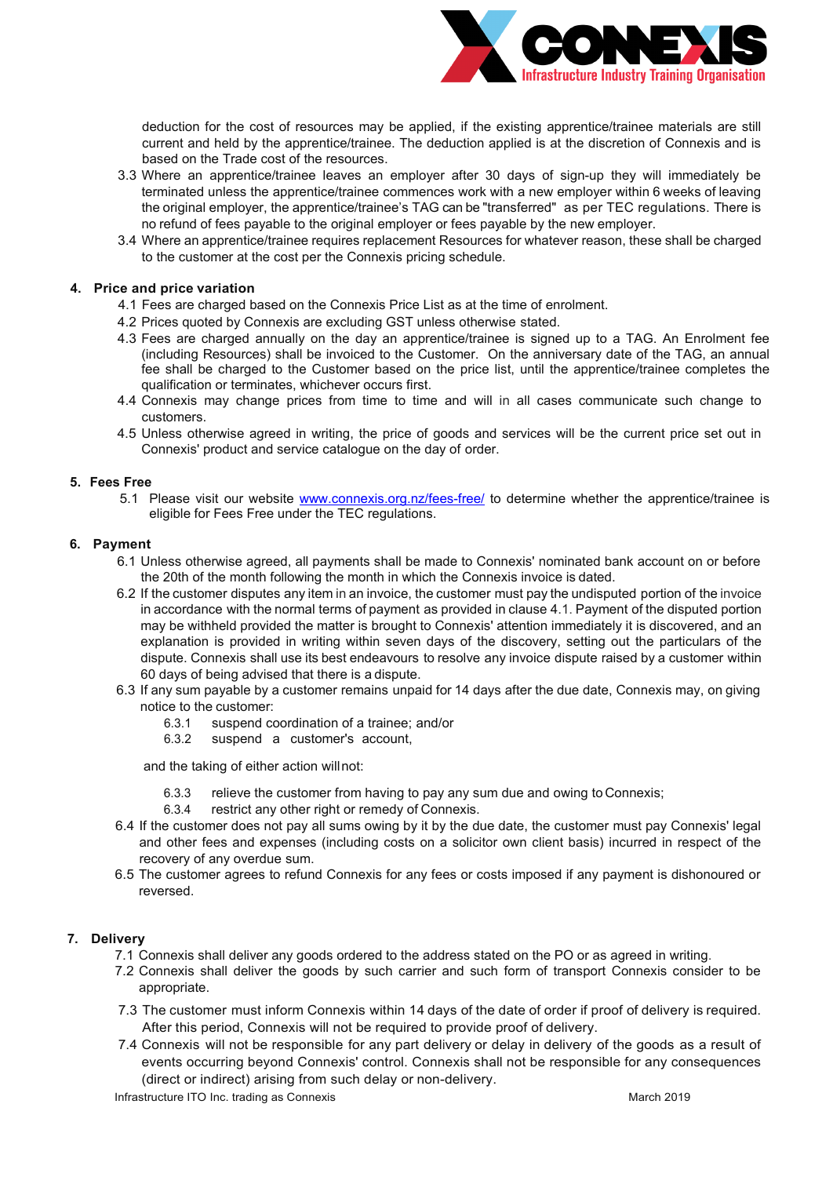deduction for the cost of resources may be applied, if the existing apprentice/trainee materials are still current and held by the apprentice/trainee. The deduction applied is at the discretion of Connexis and is based on the Trade cost of the resources.

3.3 Where an apprentice/trainee leaves an employer after 30 days of sign-up they will immediately be terminated unless the apprentice/trainee commences work with a new employer within 6 weeks of leaving the original employer, the apprentice/trainee's TAG can be "transferred" as per TEC regulations. There is no refund of fees payable to the original employer or fees payable by the new employer.

3.4 Where an apprentice/trainee requires replacement Resources for whatever reason, these shall be charged to the customer at the cost per the Connexis pricing schedule.

## 4. Price and price variation

4.1 Fees are charged based on the Connexis Price List as at the time of enrolment.

4.2 Prices quoted by Connexis are excluding GST unless otherwise stated.

4.3 Fees are charged annually on the day an apprentice/trainee is signed up to a TAG. An Enrolment fee (including Resources) shall be invoiced to the Customer. On the anniversary date of the TAG, an annual fee shall be charged to the Customer based on the price list, until the apprentice/trainee completes the qualification or terminates, whichever occurs first.

4.4 Connexis may change prices from time to time and will in all cases communicate such change to customers.

4.5 Unless otherwise agreed in writing, the price of goods and services will be the current price set out in Connexis' product and service catalogue on the day of order.

## 5. Fees Free

5.1 Please visit our website [www.connexis.org.nz/fees-free/](www.connexis.org.nz/fees-free/) to determine whether the apprentice/trainee is eligible for Fees Free under the TEC regulations.

## 6. Payment

6.1 Unless otherwise agreed, all payments shall be made to Connexis' nominated bank account on or before the 20th of the month following the month in which the Connexis invoice is dated.

6.2 If the customer disputes any item in an invoice, the customer must pay the undisputed portion of the invoice in accordance with the normal terms of payment as provided in clause 4.1. Payment of the disputed portion may be withheld provided the matter is brought to Connexis' attention immediately it is discovered, and an explanation is provided in writing within seven days of the discovery, setting out the particulars of the dispute. Connexis shall use its best endeavours to resolve any invoice dispute raised by a customer within 60 days of being advised that there is a dispute.

6.3 If any sum payable by a customer remains unpaid for 14 days after the due date, Connexis may, on giving notice to the customer:

6.3.1 suspend coordination of a trainee; and/or

6.3.2 suspend a customer's account,

and the taking of either action will not:

6.3.3 relieve the customer from having to pay any sum due and owing to Connexis;

6.3.4 restrict any other right or remedy of Connexis.

6.4 If the customer does not pay all sums owing by it by the due date, the customer must pay Connexis' legal and other fees and expenses (including costs on a solicitor own client basis) incurred in respect of the recovery of any overdue sum.

6.5 The customer agrees to refund Connexis for any fees or costs imposed if any payment is dishonoured or reversed.

## 7. Delivery

7.1 Connexis shall deliver any goods ordered to the address stated on the PO or as agreed in writing.

7.2 Connexis shall deliver the goods by such carrier and such form of transport Connexis consider to be appropriate.

7.3 The customer must inform Connexis within 14 days of the date of order if proof of delivery is required. After this period, Connexis will not be required to provide proof of delivery.

7.4 Connexis will not be responsible for any part delivery or delay in delivery of the goods as a result of events occurring beyond Connexis' control. Connexis shall not be responsible for any consequences (direct or indirect) arising from such delay or non-delivery.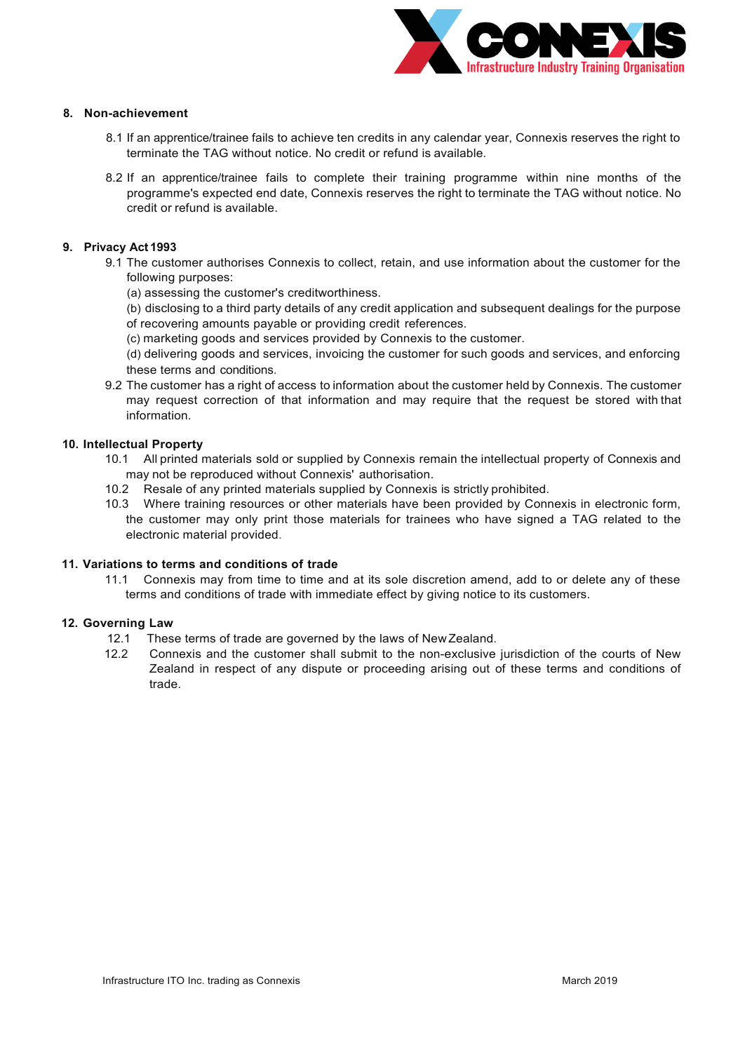## 8. Non-achievement

8.1 If an apprentice/trainee fails to achieve ten credits in any calendar year, Connexis reserves the right to terminate the TAG without notice. No credit or refund is available.

8.2 If an apprentice/trainee fails to complete their training programme within nine months of the programme's expected end date, Connexis reserves the right to terminate the TAG without notice. No credit or refund is available.

## 9. Privacy Act 1993

9.1 The customer authorises Connexis to collect, retain, and use information about the customer for the following purposes:

(a) assessing the customer's creditworthiness.

(b) disclosing to a third party details of any credit application and subsequent dealings for the purpose of recovering amounts payable or providing credit references.

(c) marketing goods and services provided by Connexis to the customer.

(d) delivering goods and services, invoicing the customer for such goods and services, and enforcing these terms and conditions.

9.2 The customer has a right of access to information about the customer held by Connexis. The customer may request correction of that information and may require that the request be stored with that information.

## 10. Intellectual Property

10.1 All printed materials sold or supplied by Connexis remain the intellectual property of Connexis and may not be reproduced without Connexis' authorisation.

10.2 Resale of any printed materials supplied by Connexis is strictly prohibited.

10.3 Where training resources or other materials have been provided by Connexis in electronic form, the customer may only print those materials for trainees who have signed a TAG related to the electronic material provided.

## 11. Variations to terms and conditions of trade

11.1 Connexis may from time to time and at its sole discretion amend, add to or delete any of these terms and conditions of trade with immediate effect by giving notice to its customers.

## 12. Governing Law

12.1 These terms of trade are governed by the laws of New Zealand.

12.2 Connexis and the customer shall submit to the non-exclusive jurisdiction of the courts of New Zealand in respect of any dispute or proceeding arising out of these terms and conditions of trade.